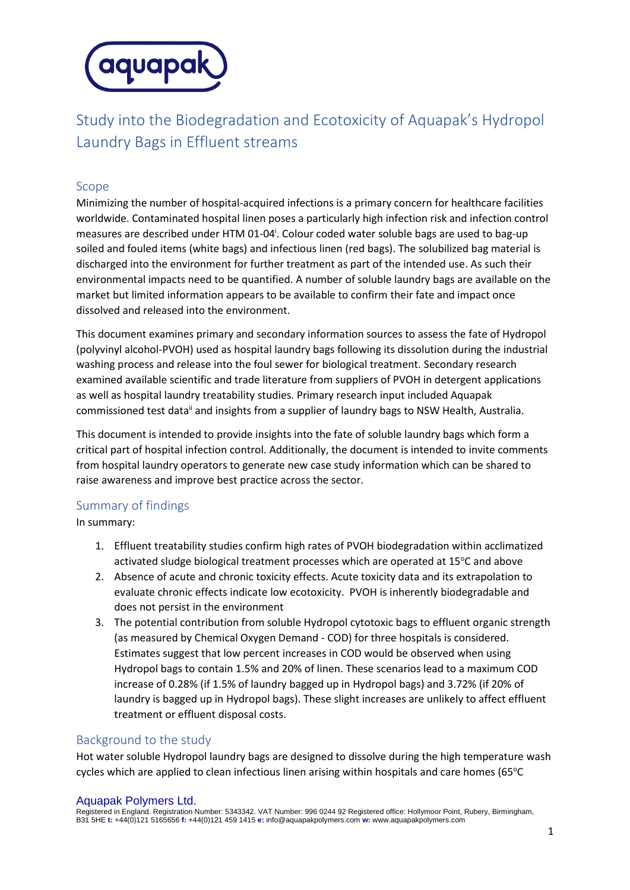aquapak

# Study into the Biodegradation and Ecotoxicity of Aquapak's Hydropol Laundry Bags in Effluent streams

## Scope

Minimizing the number of hospital-acquired infections is a primary concern for healthcare facilities worldwide. Contaminated hospital linen poses a particularly high infection risk and infection control measures are described under HTM 01-04[i]. Colour coded water soluble bags are used to bag-up soiled and fouled items (white bags) and infectious linen (red bags). The solubilized bag material is discharged into the environment for further treatment as part of the intended use. As such their environmental impacts need to be quantified. A number of soluble laundry bags are available on the market but limited information appears to be available to confirm their fate and impact once dissolved and released into the environment.

This document examines primary and secondary information sources to assess the fate of Hydropol (polyvinyl alcohol-PVOH) used as hospital laundry bags following its dissolution during the industrial washing process and release into the foul sewer for biological treatment. Secondary research examined available scientific and trade literature from suppliers of PVOH in detergent applications as well as hospital laundry treatability studies. Primary research input included Aquapak commissioned test data[ii] and insights from a supplier of laundry bags to NSW Health, Australia.

This document is intended to provide insights into the fate of soluble laundry bags which form a critical part of hospital infection control. Additionally, the document is intended to invite comments from hospital laundry operators to generate new case study information which can be shared to raise awareness and improve best practice across the sector.

## Summary of findings

In summary:

1. Effluent treatability studies confirm high rates of PVOH biodegradation within acclimatized activated sludge biological treatment processes which are operated at 15°C and above
2. Absence of acute and chronic toxicity effects. Acute toxicity data and its extrapolation to evaluate chronic effects indicate low ecotoxicity. PVOH is inherently biodegradable and does not persist in the environment
3. The potential contribution from soluble Hydropol cytotoxic bags to effluent organic strength (as measured by Chemical Oxygen Demand - COD) for three hospitals is considered. Estimates suggest that low percent increases in COD would be observed when using Hydropol bags to contain 1.5% and 20% of linen. These scenarios lead to a maximum COD increase of 0.28% (if 1.5% of laundry bagged up in Hydropol bags) and 3.72% (if 20% of laundry is bagged up in Hydropol bags). These slight increases are unlikely to affect effluent treatment or effluent disposal costs.

## Background to the study

Hot water soluble Hydropol laundry bags are designed to dissolve during the high temperature wash cycles which are applied to clean infectious linen arising within hospitals and care homes (65°C

Aquapak Polymers Ltd.
Registered in England. Registration Number: 5343342. VAT Number: 996 0244 92 Registered office: Hollymoor Point, Rubery, Birmingham, B31 5HE **t:** +44(0)121 5165656 **f:** +44(0)121 459 1415 **e:** info@aquapakpolymers.com **w:** www.aquapakpolymers.com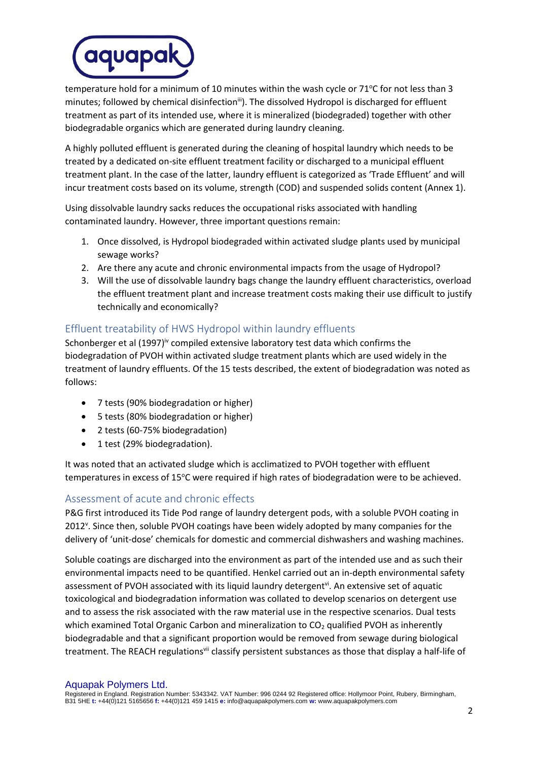temperature hold for a minimum of 10 minutes within the wash cycle or 71°C for not less than 3 minutes; followed by chemical disinfection[iii]). The dissolved Hydropol is discharged for effluent treatment as part of its intended use, where it is mineralized (biodegraded) together with other biodegradable organics which are generated during laundry cleaning.

A highly polluted effluent is generated during the cleaning of hospital laundry which needs to be treated by a dedicated on-site effluent treatment facility or discharged to a municipal effluent treatment plant. In the case of the latter, laundry effluent is categorized as 'Trade Effluent' and will incur treatment costs based on its volume, strength (COD) and suspended solids content (Annex 1).

Using dissolvable laundry sacks reduces the occupational risks associated with handling contaminated laundry. However, three important questions remain:

1. Once dissolved, is Hydropol biodegraded within activated sludge plants used by municipal sewage works?
2. Are there any acute and chronic environmental impacts from the usage of Hydropol?
3. Will the use of dissolvable laundry bags change the laundry effluent characteristics, overload the effluent treatment plant and increase treatment costs making their use difficult to justify technically and economically?

## Effluent treatability of HWS Hydropol within laundry effluents

Schonberger et al (1997)[iv] compiled extensive laboratory test data which confirms the biodegradation of PVOH within activated sludge treatment plants which are used widely in the treatment of laundry effluents. Of the 15 tests described, the extent of biodegradation was noted as follows:

- 7 tests (90% biodegradation or higher)
- 5 tests (80% biodegradation or higher)
- 2 tests (60-75% biodegradation)
- 1 test (29% biodegradation).

It was noted that an activated sludge which is acclimatized to PVOH together with effluent temperatures in excess of 15°C were required if high rates of biodegradation were to be achieved.

## Assessment of acute and chronic effects

P&G first introduced its Tide Pod range of laundry detergent pods, with a soluble PVOH coating in 2012[v]. Since then, soluble PVOH coatings have been widely adopted by many companies for the delivery of 'unit-dose' chemicals for domestic and commercial dishwashers and washing machines.

Soluble coatings are discharged into the environment as part of the intended use and as such their environmental impacts need to be quantified. Henkel carried out an in-depth environmental safety assessment of PVOH associated with its liquid laundry detergent[vi]. An extensive set of aquatic toxicological and biodegradation information was collated to develop scenarios on detergent use and to assess the risk associated with the raw material use in the respective scenarios. Dual tests which examined Total Organic Carbon and mineralization to $CO_2$ qualified PVOH as inherently biodegradable and that a significant proportion would be removed from sewage during biological treatment. The REACH regulations[vii] classify persistent substances as those that display a half-life of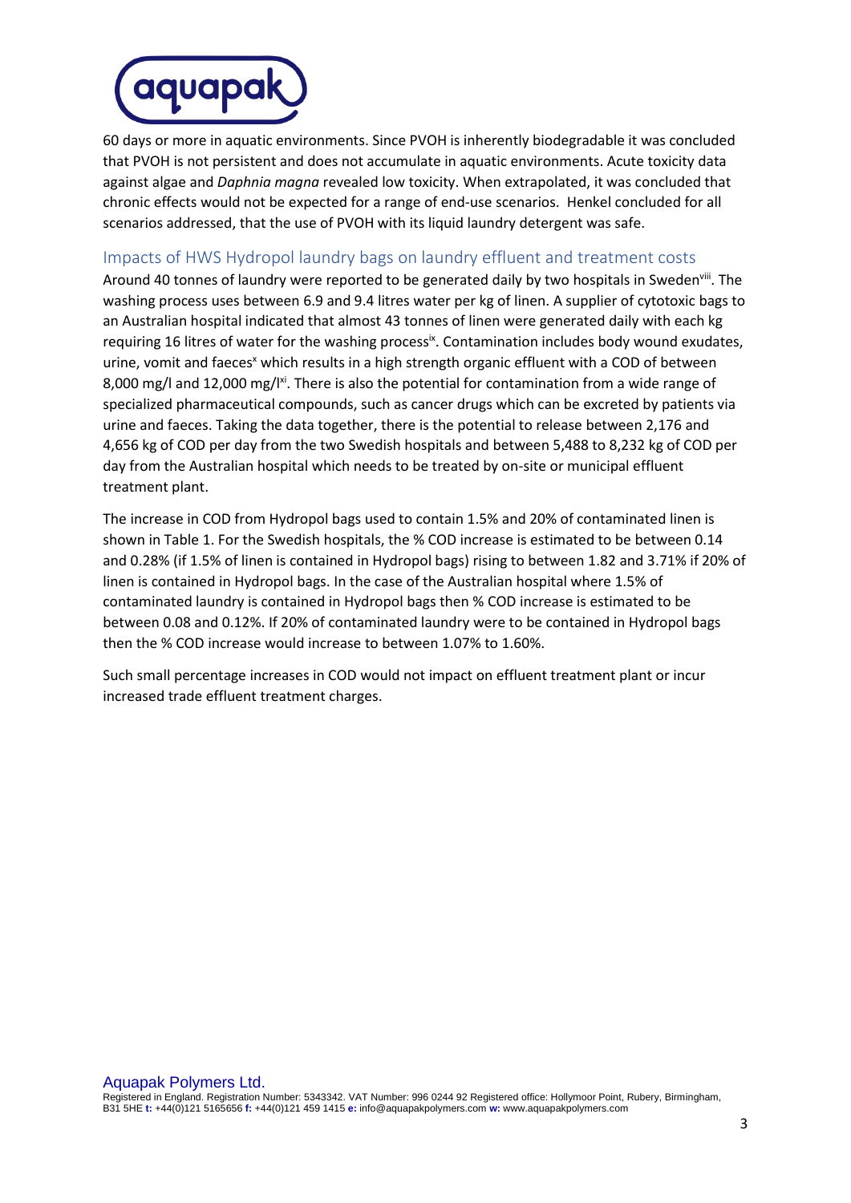60 days or more in aquatic environments. Since PVOH is inherently biodegradable it was concluded that PVOH is not persistent and does not accumulate in aquatic environments. Acute toxicity data against algae and *Daphnia magna* revealed low toxicity. When extrapolated, it was concluded that chronic effects would not be expected for a range of end-use scenarios. Henkel concluded for all scenarios addressed, that the use of PVOH with its liquid laundry detergent was safe.

## Impacts of HWS Hydropol laundry bags on laundry effluent and treatment costs

Around 40 tonnes of laundry were reported to be generated daily by two hospitals in Sweden[viii]. The washing process uses between 6.9 and 9.4 litres water per kg of linen. A supplier of cytotoxic bags to an Australian hospital indicated that almost 43 tonnes of linen were generated daily with each kg requiring 16 litres of water for the washing process[ix]. Contamination includes body wound exudates, urine, vomit and faeces[x] which results in a high strength organic effluent with a COD of between 8,000 mg/l and 12,000 mg/l[xi]. There is also the potential for contamination from a wide range of specialized pharmaceutical compounds, such as cancer drugs which can be excreted by patients via urine and faeces. Taking the data together, there is the potential to release between 2,176 and 4,656 kg of COD per day from the two Swedish hospitals and between 5,488 to 8,232 kg of COD per day from the Australian hospital which needs to be treated by on-site or municipal effluent treatment plant.

The increase in COD from Hydropol bags used to contain 1.5% and 20% of contaminated linen is shown in Table 1. For the Swedish hospitals, the % COD increase is estimated to be between 0.14 and 0.28% (if 1.5% of linen is contained in Hydropol bags) rising to between 1.82 and 3.71% if 20% of linen is contained in Hydropol bags. In the case of the Australian hospital where 1.5% of contaminated laundry is contained in Hydropol bags then % COD increase is estimated to be between 0.08 and 0.12%. If 20% of contaminated laundry were to be contained in Hydropol bags then the % COD increase would increase to between 1.07% to 1.60%.

Such small percentage increases in COD would not impact on effluent treatment plant or incur increased trade effluent treatment charges.

Aquapak Polymers Ltd.
Registered in England. Registration Number: 5343342. VAT Number: 996 0244 92 Registered office: Hollymoor Point, Rubery, Birmingham, B31 5HE **t:** +44(0)121 5165656 **f:** +44(0)121 459 1415 **e:** info@aquapakpolymers.com **w:** www.aquapakpolymers.com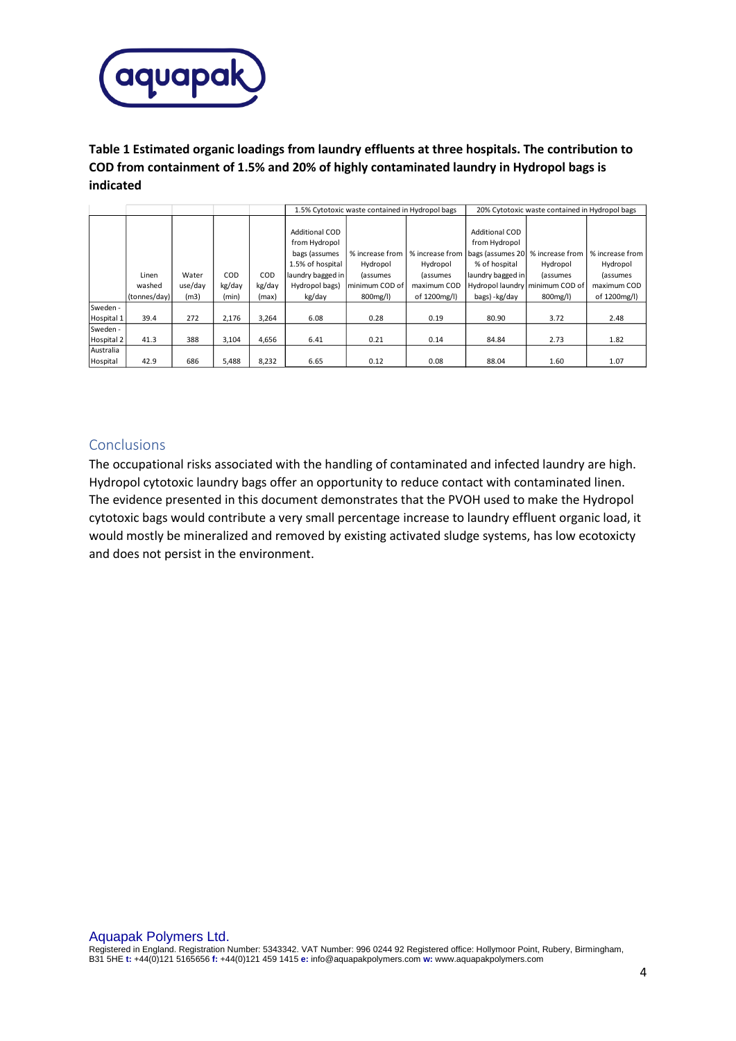**Table 1 Estimated organic loadings from laundry effluents at three hospitals. The contribution to COD from containment of 1.5% and 20% of highly contaminated laundry in Hydropol bags is indicated**

| | | | | | 1.5% Cytotoxic waste contained in Hydropol bags | | | 20% Cytotoxic waste contained in Hydropol bags | | |
|---|---|---|---|---|---|---|---|---|---|---|
| | Linen washed (tonnes/day) | Water use/day (m3) | COD kg/day (min) | COD kg/day (max) | Additional COD from Hydropol bags (assumes 1.5% of hospital laundry bagged in Hydropol bags) kg/day | % increase from Hydropol (assumes minimum COD of 800mg/l) | % increase from Hydropol (assumes maximum COD of 1200mg/l) | Additional COD from Hydropol bags (assumes 20 % of hospital laundry bagged in Hydropol laundry bags) -kg/day | % increase from Hydropol (assumes minimum COD of 800mg/l) | % increase from Hydropol (assumes maximum COD of 1200mg/l) |
| Sweden - Hospital 1 | 39.4 | 272 | 2,176 | 3,264 | 6.08 | 0.28 | 0.19 | 80.90 | 3.72 | 2.48 |
| Sweden - Hospital 2 | 41.3 | 388 | 3,104 | 4,656 | 6.41 | 0.21 | 0.14 | 84.84 | 2.73 | 1.82 |
| Australia Hospital | 42.9 | 686 | 5,488 | 8,232 | 6.65 | 0.12 | 0.08 | 88.04 | 1.60 | 1.07 |

## Conclusions

The occupational risks associated with the handling of contaminated and infected laundry are high. Hydropol cytotoxic laundry bags offer an opportunity to reduce contact with contaminated linen. The evidence presented in this document demonstrates that the PVOH used to make the Hydropol cytotoxic bags would contribute a very small percentage increase to laundry effluent organic load, it would mostly be mineralized and removed by existing activated sludge systems, has low ecotoxicty and does not persist in the environment.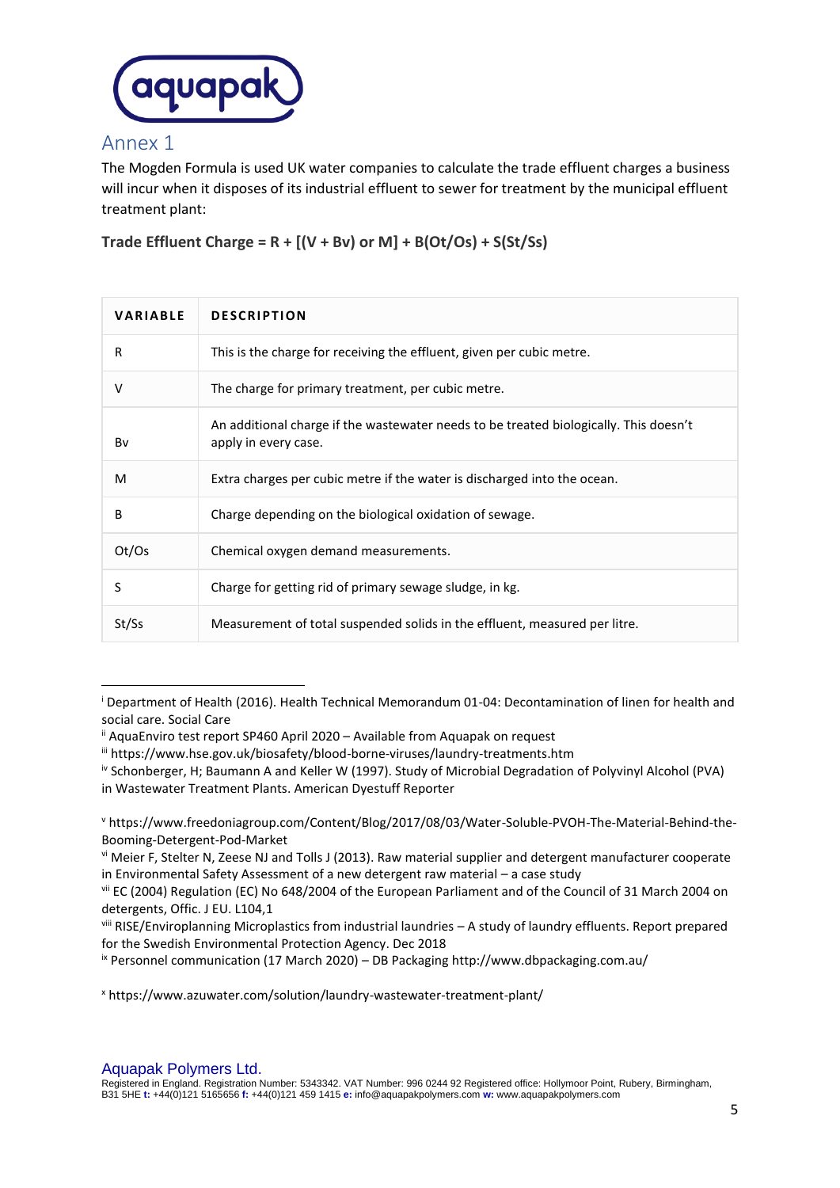## Annex 1

The Mogden Formula is used UK water companies to calculate the trade effluent charges a business will incur when it disposes of its industrial effluent to sewer for treatment by the municipal effluent treatment plant:

**Trade Effluent Charge = R + [(V + Bv) or M] + B(Ot/Os) + S(St/Ss)**

| VARIABLE | DESCRIPTION |
|---|---|
| R | This is the charge for receiving the effluent, given per cubic metre. |
| V | The charge for primary treatment, per cubic metre. |
| Bv | An additional charge if the wastewater needs to be treated biologically. This doesn't apply in every case. |
| M | Extra charges per cubic metre if the water is discharged into the ocean. |
| B | Charge depending on the biological oxidation of sewage. |
| Ot/Os | Chemical oxygen demand measurements. |
| S | Charge for getting rid of primary sewage sludge, in kg. |
| St/Ss | Measurement of total suspended solids in the effluent, measured per litre. |

---

[i] Department of Health (2016). Health Technical Memorandum 01-04: Decontamination of linen for health and social care. Social Care

[ii] AquaEnviro test report SP460 April 2020 – Available from Aquapak on request

[iii] https://www.hse.gov.uk/biosafety/blood-borne-viruses/laundry-treatments.htm

[iv] Schonberger, H; Baumann A and Keller W (1997). Study of Microbial Degradation of Polyvinyl Alcohol (PVA) in Wastewater Treatment Plants. American Dyestuff Reporter

[v] https://www.freedoniagroup.com/Content/Blog/2017/08/03/Water-Soluble-PVOH-The-Material-Behind-the-Booming-Detergent-Pod-Market

[vi] Meier F, Stelter N, Zeese NJ and Tolls J (2013). Raw material supplier and detergent manufacturer cooperate in Environmental Safety Assessment of a new detergent raw material – a case study

[vii] EC (2004) Regulation (EC) No 648/2004 of the European Parliament and of the Council of 31 March 2004 on detergents, Offic. J EU. L104,1

[viii] RISE/Enviroplanning Microplastics from industrial laundries – A study of laundry effluents. Report prepared for the Swedish Environmental Protection Agency. Dec 2018

[ix] Personnel communication (17 March 2020) – DB Packaging http://www.dbpackaging.com.au/

[x] https://www.azuwater.com/solution/laundry-wastewater-treatment-plant/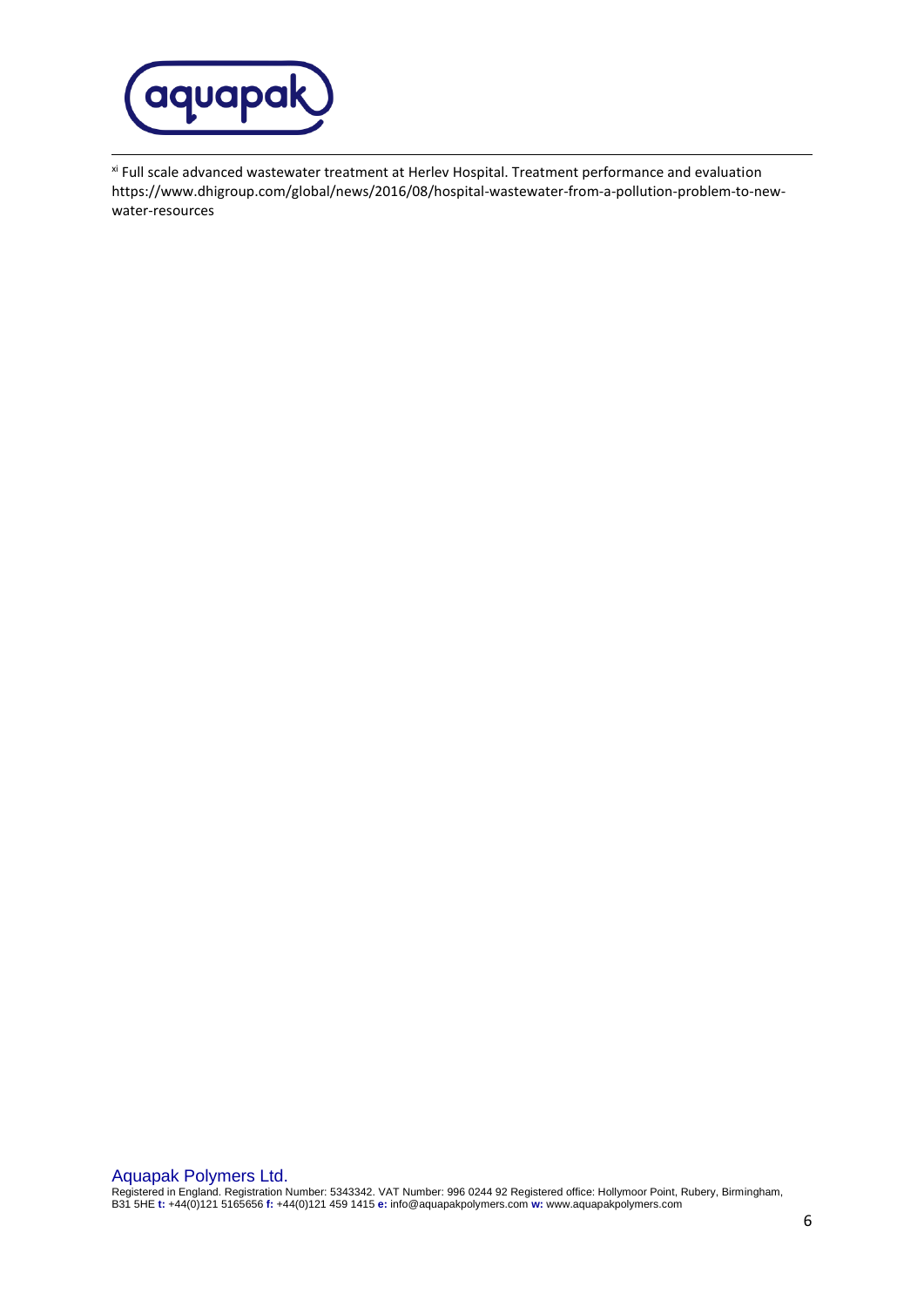[xi] Full scale advanced wastewater treatment at Herlev Hospital. Treatment performance and evaluation https://www.dhigroup.com/global/news/2016/08/hospital-wastewater-from-a-pollution-problem-to-new-water-resources